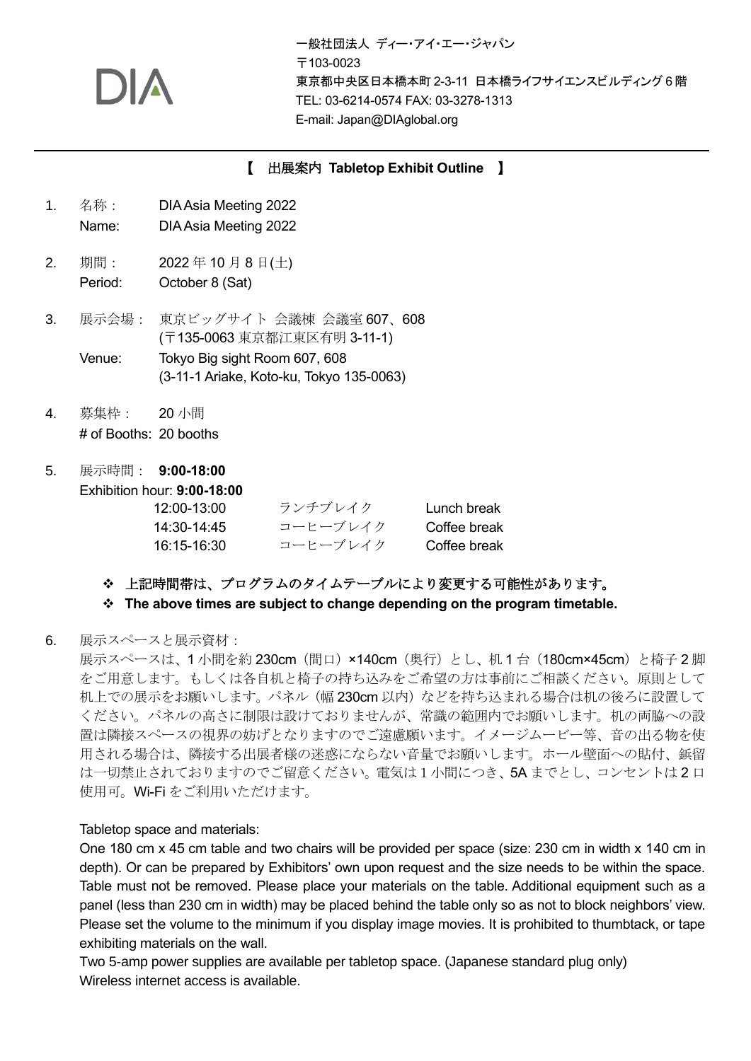DIA

一般社団法人 ディー・アイ・エー・ジャパン
〒103-0023
東京都中央区日本橋本町 2-3-11 日本橋ライフサイエンスビルディング 6 階
TEL: 03-6214-0574 FAX: 03-3278-1313
E-mail: Japan@DIAglobal.org

---

## 【 出展案内 **Tabletop Exhibit Outline** 】

1. 名称： DIA Asia Meeting 2022
   Name: DIA Asia Meeting 2022

2. 期間： 2022 年 10 月 8 日(土)
   Period: October 8 (Sat)

3. 展示会場： 東京ビッグサイト 会議棟 会議室 607、608
   (〒135-0063 東京都江東区有明 3-11-1)
   Venue: Tokyo Big sight Room 607, 608
   (3-11-1 Ariake, Koto-ku, Tokyo 135-0063)

4. 募集枠： 20 小間
   # of Booths: 20 booths

5. 展示時間： **9:00-18:00**
   Exhibition hour: **9:00-18:00**

| | | |
|---|---|---|
| 12:00-13:00 | ランチブレイク | Lunch break |
| 14:30-14:45 | コーヒーブレイク | Coffee break |
| 16:15-16:30 | コーヒーブレイク | Coffee break |

   - ❖ **上記時間帯は、プログラムのタイムテーブルにより変更する可能性があります。**
   - ❖ **The above times are subject to change depending on the program timetable.**

6. 展示スペースと展示資材：
   展示スペースは、1 小間を約 230cm（間口）×140cm（奥行）とし、机 1 台（180cm×45cm）と椅子 2 脚をご用意します。もしくは各自机と椅子の持ち込みをご希望の方は事前にご相談ください。原則として机上での展示をお願いします。パネル（幅 230cm 以内）などを持ち込まれる場合は机の後ろに設置してください。パネルの高さに制限は設けておりませんが、常識の範囲内でお願いします。机の両脇への設置は隣接スペースの視界の妨げとなりますのでご遠慮願います。イメージムービー等、音の出る物を使用される場合は、隣接する出展者様の迷惑にならない音量でお願いします。ホール壁面への貼付、鋲留は一切禁止されておりますのでご留意ください。電気は 1 小間につき、5A までとし、コンセントは 2 口使用可。Wi-Fi をご利用いただけます。

   Tabletop space and materials:
   One 180 cm x 45 cm table and two chairs will be provided per space (size: 230 cm in width x 140 cm in depth). Or can be prepared by Exhibitors' own upon request and the size needs to be within the space. Table must not be removed. Please place your materials on the table. Additional equipment such as a panel (less than 230 cm in width) may be placed behind the table only so as not to block neighbors' view. Please set the volume to the minimum if you display image movies. It is prohibited to thumbtack, or tape exhibiting materials on the wall.
   Two 5-amp power supplies are available per tabletop space. (Japanese standard plug only)
   Wireless internet access is available.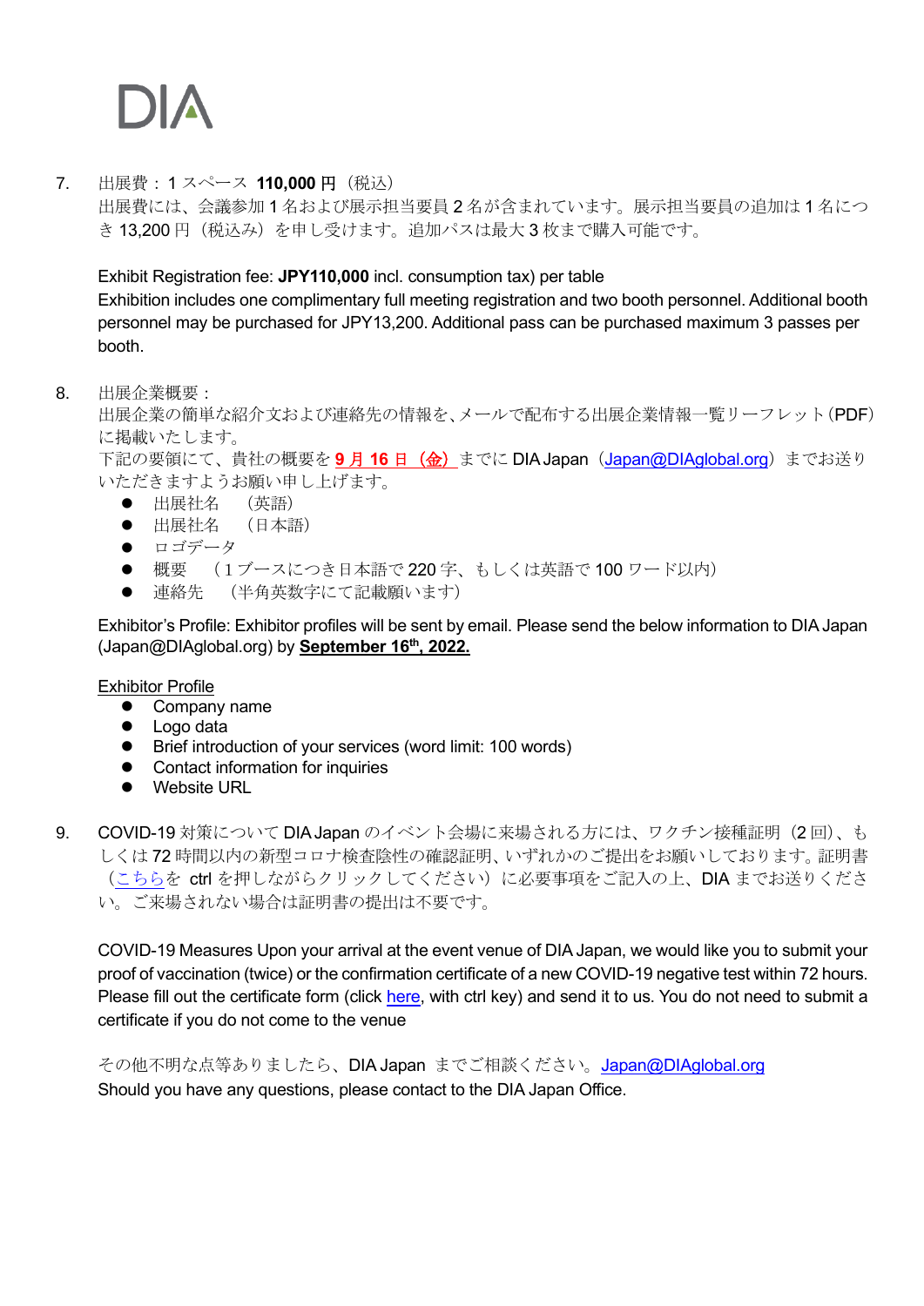7. 出展費：1 スペース **110,000 円**（税込）
   出展費には、会議参加 1 名および展示担当要員 2 名が含まれています。展示担当要員の追加は 1 名につき 13,200 円（税込み）を申し受けます。追加パスは最大 3 枚まで購入可能です。

   Exhibit Registration fee: **JPY110,000** incl. consumption tax) per table
   Exhibition includes one complimentary full meeting registration and two booth personnel. Additional booth personnel may be purchased for JPY13,200. Additional pass can be purchased maximum 3 passes per booth.

8. 出展企業概要：
   出展企業の簡単な紹介文および連絡先の情報を、メールで配布する出展企業情報一覧リーフレット(PDF)に掲載いたします。
   下記の要領にて、貴社の概要を **9 月 16 日（金）** までに DIA Japan（Japan@DIAglobal.org）までお送りいただきますようお願い申し上げます。
   - 出展社名　（英語）
   - 出展社名　（日本語）
   - ロゴデータ
   - 概要　（1 ブースにつき日本語で 220 字、もしくは英語で 100 ワード以内）
   - 連絡先　（半角英数字にて記載願います）

   Exhibitor's Profile: Exhibitor profiles will be sent by email. Please send the below information to DIA Japan (Japan@DIAglobal.org) by **September 16th, 2022.**

   Exhibitor Profile
   - Company name
   - Logo data
   - Brief introduction of your services (word limit: 100 words)
   - Contact information for inquiries
   - Website URL

9. COVID-19 対策について DIA Japan のイベント会場に来場される方には、ワクチン接種証明（2 回）、もしくは 72 時間以内の新型コロナ検査陰性の確認証明、いずれかのご提出をお願いしております。証明書（こちらを ctrl を押しながらクリックしてください）に必要事項をご記入の上、DIA までお送りください。ご来場されない場合は証明書の提出は不要です。

   COVID-19 Measures Upon your arrival at the event venue of DIA Japan, we would like you to submit your proof of vaccination (twice) or the confirmation certificate of a new COVID-19 negative test within 72 hours. Please fill out the certificate form (click here, with ctrl key) and send it to us. You do not need to submit a certificate if you do not come to the venue

その他不明な点等ありましたら、DIA Japan までご相談ください。Japan@DIAglobal.org
Should you have any questions, please contact to the DIA Japan Office.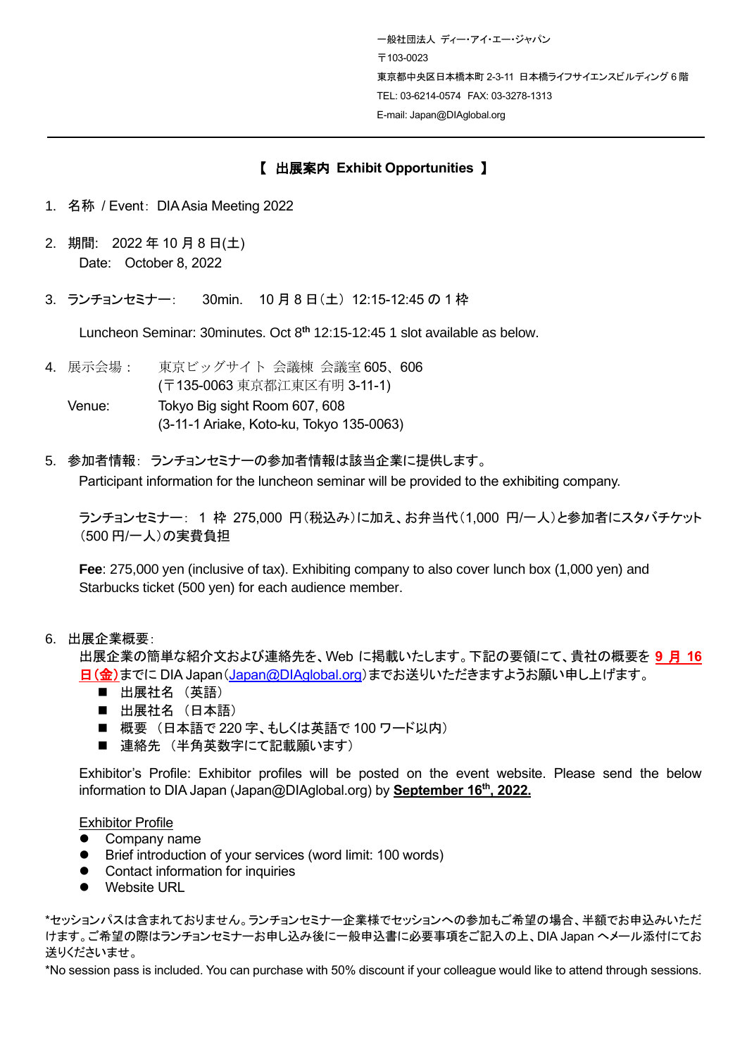一般社団法人 ディー・アイ・エー・ジャパン
〒103-0023
東京都中央区日本橋本町 2-3-11 日本橋ライフサイエンスビルディング 6 階
TEL: 03-6214-0574 FAX: 03-3278-1313
E-mail: Japan@DIAglobal.org

---

## 【 出展案内 Exhibit Opportunities 】

1. 名称 / Event: DIA Asia Meeting 2022

2. 期間: 2022 年 10 月 8 日(土)
   Date: October 8, 2022

3. ランチョンセミナー: 30min. 10 月 8 日（土）12:15-12:45 の 1 枠

   Luncheon Seminar: 30minutes. Oct 8th 12:15-12:45 1 slot available as below.

4. 展示会場： 東京ビッグサイト 会議棟 会議室 605、606
   (〒135-0063 東京都江東区有明 3-11-1)
   Venue: Tokyo Big sight Room 607, 608
   (3-11-1 Ariake, Koto-ku, Tokyo 135-0063)

5. 参加者情報: ランチョンセミナーの参加者情報は該当企業に提供します。
   Participant information for the luncheon seminar will be provided to the exhibiting company.

   ランチョンセミナー: 1 枠 275,000 円（税込み）に加え、お弁当代（1,000 円/一人）と参加者にスタバチケット（500 円/一人）の実費負担

   **Fee**: 275,000 yen (inclusive of tax). Exhibiting company to also cover lunch box (1,000 yen) and Starbucks ticket (500 yen) for each audience member.

6. 出展企業概要:
   出展企業の簡単な紹介文および連絡先を、Web に掲載いたします。下記の要領にて、貴社の概要を **9 月 16 日(金)**までに DIA Japan（Japan@DIAglobal.org）までお送りいただきますようお願い申し上げます。
   - 出展社名 （英語）
   - 出展社名 （日本語）
   - 概要 （日本語で 220 字、もしくは英語で 100 ワード以内）
   - 連絡先 （半角英数字にて記載願います）

   Exhibitor's Profile: Exhibitor profiles will be posted on the event website. Please send the below information to DIA Japan (Japan@DIAglobal.org) by **September 16th, 2022.**

   Exhibitor Profile
   - Company name
   - Brief introduction of your services (word limit: 100 words)
   - Contact information for inquiries
   - Website URL

*セッションパスは含まれておりません。ランチョンセミナー企業様でセッションへの参加もご希望の場合、半額でお申込みいただけます。ご希望の際はランチョンセミナーお申し込み後に一般申込書に必要事項をご記入の上、DIA Japan へメール添付にてお送りくださいませ。

*No session pass is included. You can purchase with 50% discount if your colleague would like to attend through sessions.